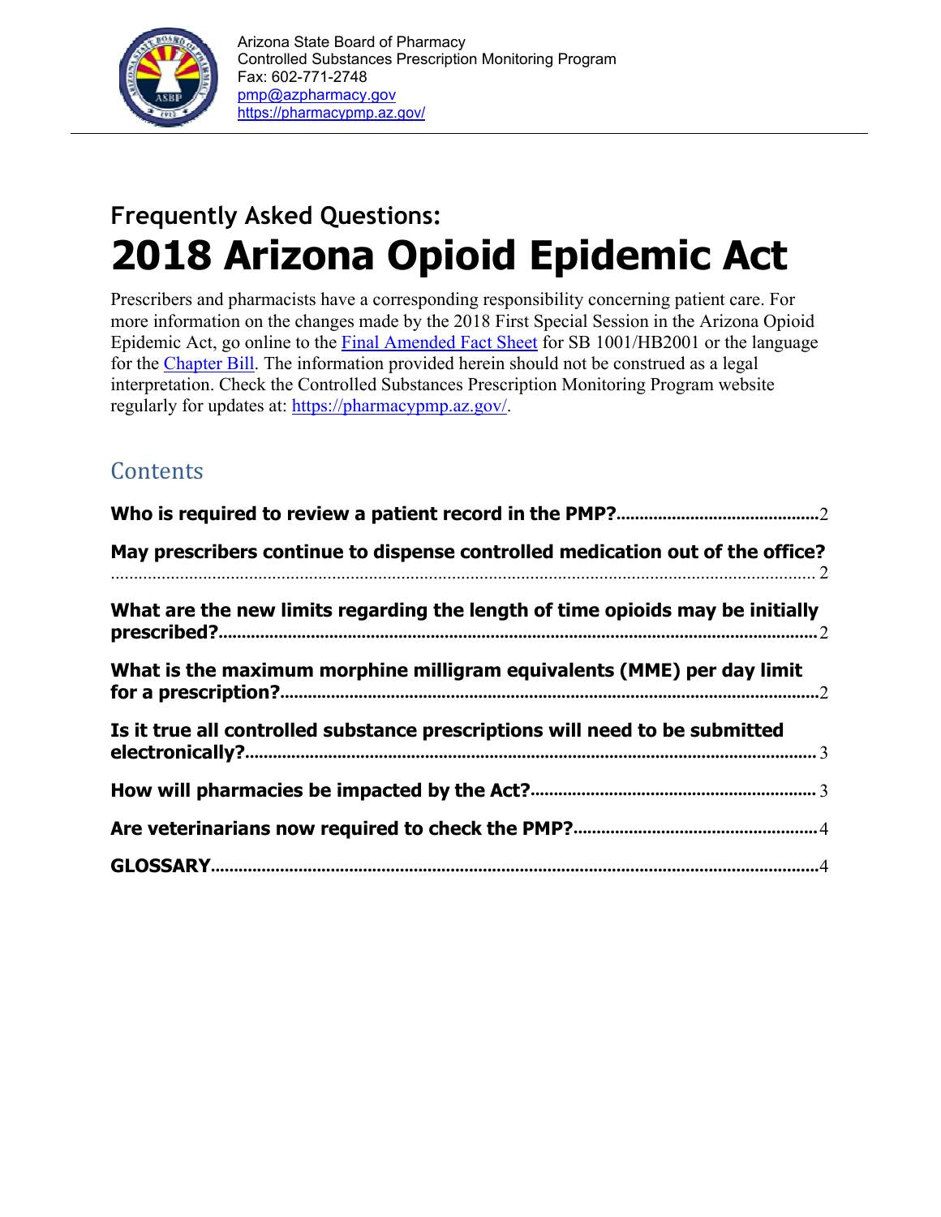Arizona State Board of Pharmacy
Controlled Substances Prescription Monitoring Program
Fax: 602-771-2748
pmp@azpharmacy.gov
https://pharmacypmp.az.gov/

## Frequently Asked Questions:

# 2018 Arizona Opioid Epidemic Act

Prescribers and pharmacists have a corresponding responsibility concerning patient care. For more information on the changes made by the 2018 First Special Session in the Arizona Opioid Epidemic Act, go online to the Final Amended Fact Sheet for SB 1001/HB2001 or the language for the Chapter Bill. The information provided herein should not be construed as a legal interpretation. Check the Controlled Substances Prescription Monitoring Program website regularly for updates at: https://pharmacypmp.az.gov/.

## Contents

**Who is required to review a patient record in the PMP?** ........ 2

**May prescribers continue to dispense controlled medication out of the office?** ........ 2

**What are the new limits regarding the length of time opioids may be initially prescribed?** ........ 2

**What is the maximum morphine milligram equivalents (MME) per day limit for a prescription?** ........ 2

**Is it true all controlled substance prescriptions will need to be submitted electronically?** ........ 3

**How will pharmacies be impacted by the Act?** ........ 3

**Are veterinarians now required to check the PMP?** ........ 4

**GLOSSARY** ........ 4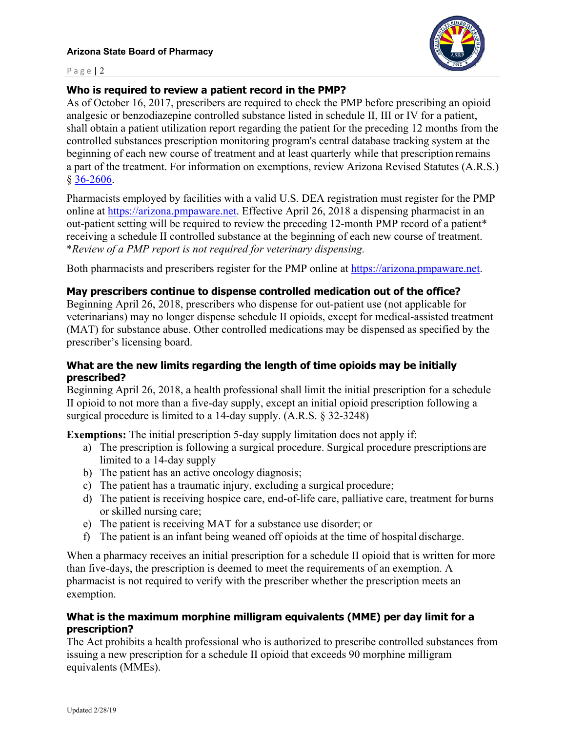### Who is required to review a patient record in the PMP?

As of October 16, 2017, prescribers are required to check the PMP before prescribing an opioid analgesic or benzodiazepine controlled substance listed in schedule II, III or IV for a patient, shall obtain a patient utilization report regarding the patient for the preceding 12 months from the controlled substances prescription monitoring program's central database tracking system at the beginning of each new course of treatment and at least quarterly while that prescription remains a part of the treatment. For information on exemptions, review Arizona Revised Statutes (A.R.S.) § [36-2606](36-2606).

Pharmacists employed by facilities with a valid U.S. DEA registration must register for the PMP online at [https://arizona.pmpaware.net](https://arizona.pmpaware.net). Effective April 26, 2018 a dispensing pharmacist in an out-patient setting will be required to review the preceding 12-month PMP record of a patient* receiving a schedule II controlled substance at the beginning of each new course of treatment. **Review of a PMP report is not required for veterinary dispensing.*

Both pharmacists and prescribers register for the PMP online at [https://arizona.pmpaware.net](https://arizona.pmpaware.net).

### May prescribers continue to dispense controlled medication out of the office?

Beginning April 26, 2018, prescribers who dispense for out-patient use (not applicable for veterinarians) may no longer dispense schedule II opioids, except for medical-assisted treatment (MAT) for substance abuse. Other controlled medications may be dispensed as specified by the prescriber's licensing board.

### What are the new limits regarding the length of time opioids may be initially prescribed?

Beginning April 26, 2018, a health professional shall limit the initial prescription for a schedule II opioid to not more than a five-day supply, except an initial opioid prescription following a surgical procedure is limited to a 14-day supply. (A.R.S. § 32-3248)

**Exemptions:** The initial prescription 5-day supply limitation does not apply if:

a) The prescription is following a surgical procedure. Surgical procedure prescriptions are limited to a 14-day supply
b) The patient has an active oncology diagnosis;
c) The patient has a traumatic injury, excluding a surgical procedure;
d) The patient is receiving hospice care, end-of-life care, palliative care, treatment for burns or skilled nursing care;
e) The patient is receiving MAT for a substance use disorder; or
f) The patient is an infant being weaned off opioids at the time of hospital discharge.

When a pharmacy receives an initial prescription for a schedule II opioid that is written for more than five-days, the prescription is deemed to meet the requirements of an exemption. A pharmacist is not required to verify with the prescriber whether the prescription meets an exemption.

### What is the maximum morphine milligram equivalents (MME) per day limit for a prescription?

The Act prohibits a health professional who is authorized to prescribe controlled substances from issuing a new prescription for a schedule II opioid that exceeds 90 morphine milligram equivalents (MMEs).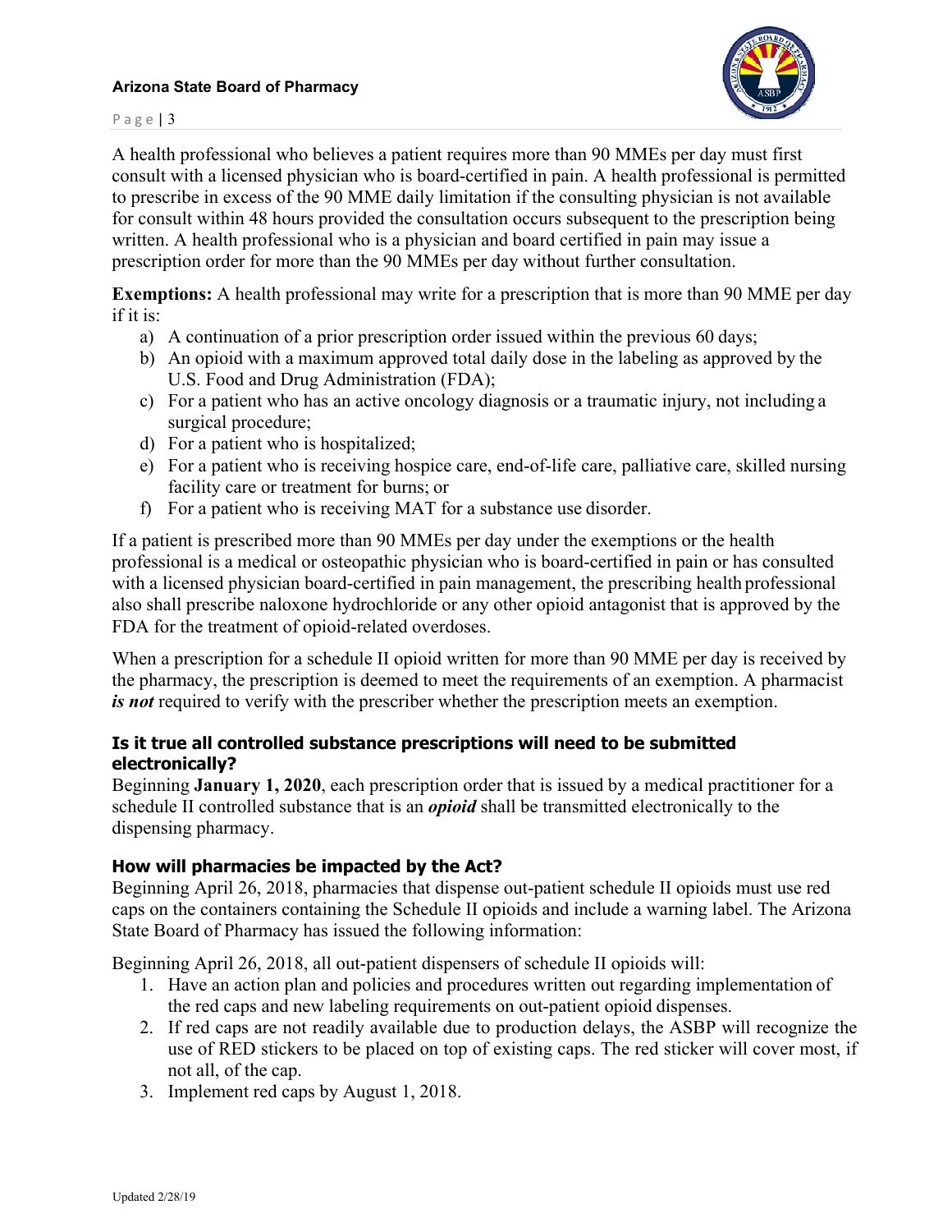A health professional who believes a patient requires more than 90 MMEs per day must first consult with a licensed physician who is board-certified in pain. A health professional is permitted to prescribe in excess of the 90 MME daily limitation if the consulting physician is not available for consult within 48 hours provided the consultation occurs subsequent to the prescription being written. A health professional who is a physician and board certified in pain may issue a prescription order for more than the 90 MMEs per day without further consultation.

**Exemptions:** A health professional may write for a prescription that is more than 90 MME per day if it is:

a) A continuation of a prior prescription order issued within the previous 60 days;
b) An opioid with a maximum approved total daily dose in the labeling as approved by the U.S. Food and Drug Administration (FDA);
c) For a patient who has an active oncology diagnosis or a traumatic injury, not including a surgical procedure;
d) For a patient who is hospitalized;
e) For a patient who is receiving hospice care, end-of-life care, palliative care, skilled nursing facility care or treatment for burns; or
f) For a patient who is receiving MAT for a substance use disorder.

If a patient is prescribed more than 90 MMEs per day under the exemptions or the health professional is a medical or osteopathic physician who is board-certified in pain or has consulted with a licensed physician board-certified in pain management, the prescribing health professional also shall prescribe naloxone hydrochloride or any other opioid antagonist that is approved by the FDA for the treatment of opioid-related overdoses.

When a prescription for a schedule II opioid written for more than 90 MME per day is received by the pharmacy, the prescription is deemed to meet the requirements of an exemption. A pharmacist ***is not*** required to verify with the prescriber whether the prescription meets an exemption.

### Is it true all controlled substance prescriptions will need to be submitted electronically?

Beginning **January 1, 2020**, each prescription order that is issued by a medical practitioner for a schedule II controlled substance that is an ***opioid*** shall be transmitted electronically to the dispensing pharmacy.

### How will pharmacies be impacted by the Act?

Beginning April 26, 2018, pharmacies that dispense out-patient schedule II opioids must use red caps on the containers containing the Schedule II opioids and include a warning label. The Arizona State Board of Pharmacy has issued the following information:

Beginning April 26, 2018, all out-patient dispensers of schedule II opioids will:

1. Have an action plan and policies and procedures written out regarding implementation of the red caps and new labeling requirements on out-patient opioid dispenses.
2. If red caps are not readily available due to production delays, the ASBP will recognize the use of RED stickers to be placed on top of existing caps. The red sticker will cover most, if not all, of the cap.
3. Implement red caps by August 1, 2018.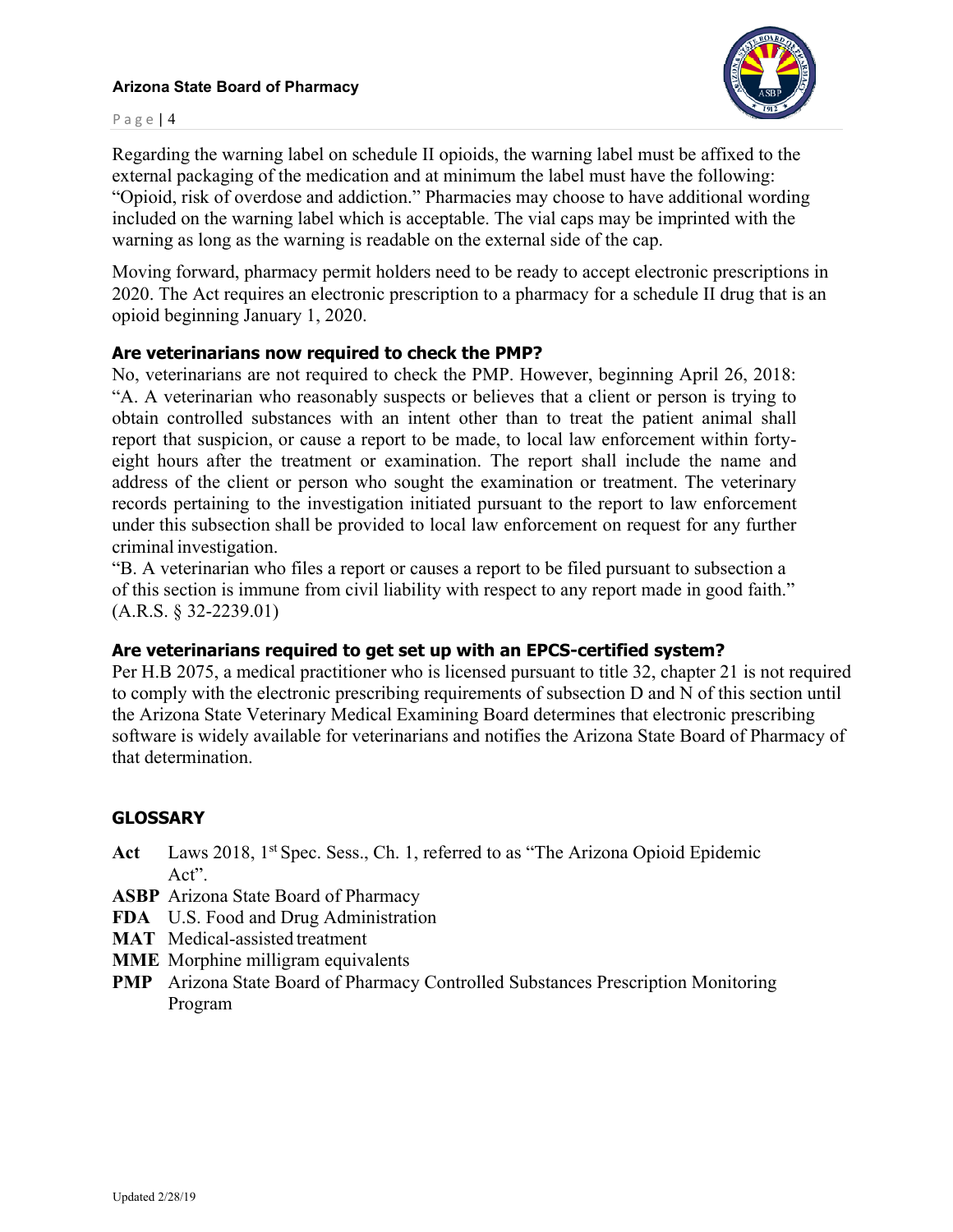Regarding the warning label on schedule II opioids, the warning label must be affixed to the external packaging of the medication and at minimum the label must have the following: "Opioid, risk of overdose and addiction." Pharmacies may choose to have additional wording included on the warning label which is acceptable. The vial caps may be imprinted with the warning as long as the warning is readable on the external side of the cap.

Moving forward, pharmacy permit holders need to be ready to accept electronic prescriptions in 2020. The Act requires an electronic prescription to a pharmacy for a schedule II drug that is an opioid beginning January 1, 2020.

### Are veterinarians now required to check the PMP?

No, veterinarians are not required to check the PMP. However, beginning April 26, 2018: "A. A veterinarian who reasonably suspects or believes that a client or person is trying to obtain controlled substances with an intent other than to treat the patient animal shall report that suspicion, or cause a report to be made, to local law enforcement within forty-eight hours after the treatment or examination. The report shall include the name and address of the client or person who sought the examination or treatment. The veterinary records pertaining to the investigation initiated pursuant to the report to law enforcement under this subsection shall be provided to local law enforcement on request for any further criminal investigation.

"B. A veterinarian who files a report or causes a report to be filed pursuant to subsection a of this section is immune from civil liability with respect to any report made in good faith." (A.R.S. § 32-2239.01)

### Are veterinarians required to get set up with an EPCS-certified system?

Per H.B 2075, a medical practitioner who is licensed pursuant to title 32, chapter 21 is not required to comply with the electronic prescribing requirements of subsection D and N of this section until the Arizona State Veterinary Medical Examining Board determines that electronic prescribing software is widely available for veterinarians and notifies the Arizona State Board of Pharmacy of that determination.

### GLOSSARY

- **Act** Laws 2018, 1st Spec. Sess., Ch. 1, referred to as "The Arizona Opioid Epidemic Act".
- **ASBP** Arizona State Board of Pharmacy
- **FDA** U.S. Food and Drug Administration
- **MAT** Medical-assisted treatment
- **MME** Morphine milligram equivalents
- **PMP** Arizona State Board of Pharmacy Controlled Substances Prescription Monitoring Program

Updated 2/28/19